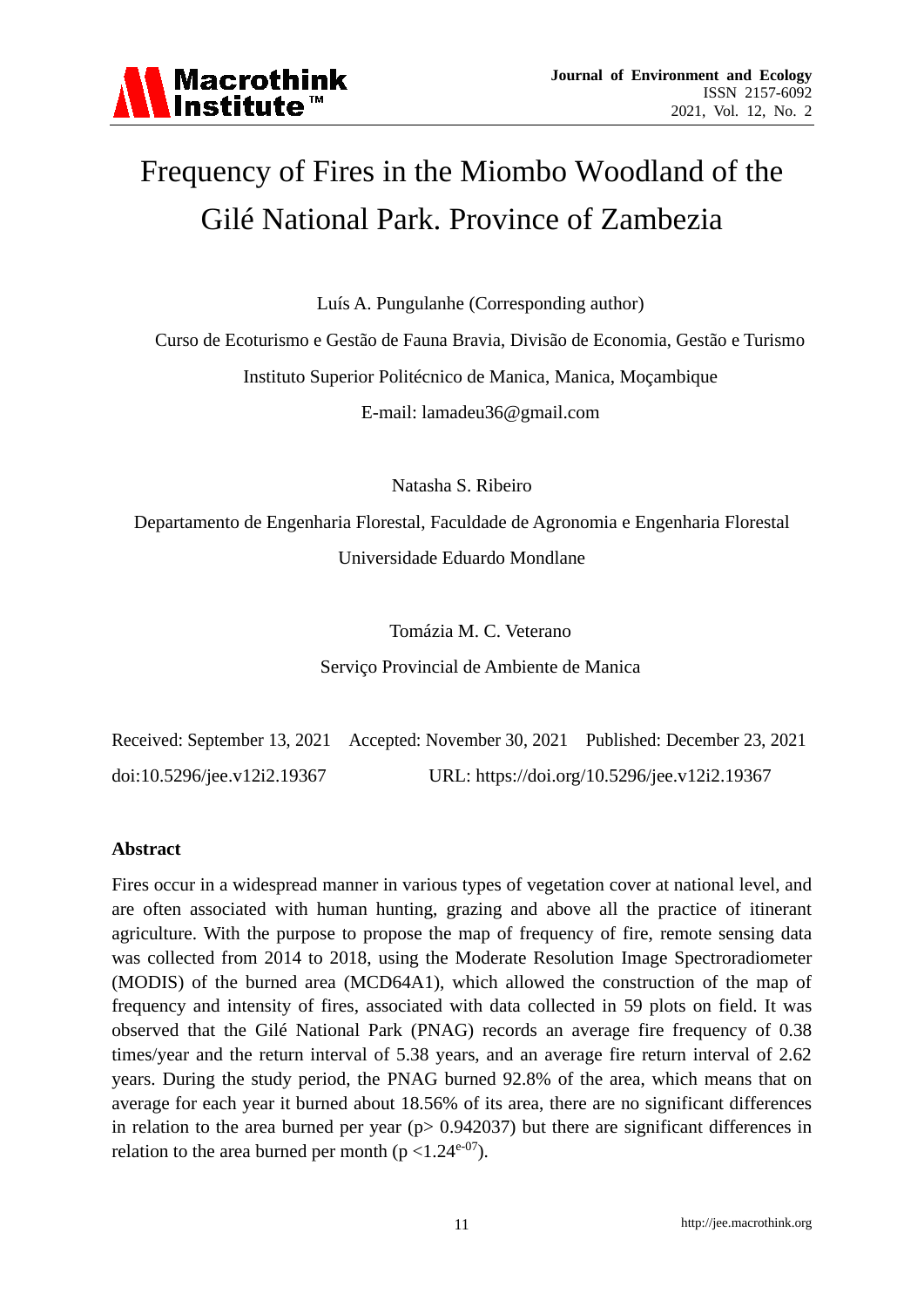# Frequency of Fires in the Miombo Woodland of the Gilé National Park. Province of Zambezia

Luís A. Pungulanhe (Corresponding author)

Curso de Ecoturismo e Gestão de Fauna Bravia, Divisão de Economia, Gestão e Turismo

Instituto Superior Politécnico de Manica, Manica, Moçambique

E-mail: lamadeu36@gmail.com

Natasha S. Ribeiro

Departamento de Engenharia Florestal, Faculdade de Agronomia e Engenharia Florestal

Universidade Eduardo Mondlane

Tomázia M. C. Veterano

Serviço Provincial de Ambiente de Manica

Received: September 13, 2021 Accepted: November 30, 2021 Published: December 23, 2021

doi:10.5296/jee.v12i2.19367 URL: https://doi.org/10.5296/jee.v12i2.19367

## Abstract

Fires occur in a widespread manner in various types of vegetation cover at national level, and are often associated with human hunting, grazing and above all the practice of itinerant agriculture. With the purpose to propose the map of frequency of fire, remote sensing data was collected from 2014 to 2018, using the Moderate Resolution Image Spectroradiometer (MODIS) of the burned area (MCD64A1), which allowed the construction of the map of frequency and intensity of fires, associated with data collected in 59 plots on field. It was observed that the Gilé National Park (PNAG) records an average fire frequency of 0.38 times/year and the return interval of 5.38 years, and an average fire return interval of 2.62 years. During the study period, the PNAG burned 92.8% of the area, which means that on average for each year it burned about 18.56% of its area, there are no significant differences in relation to the area burned per year ($p > 0.942037$) but there are significant differences in relation to the area burned per month ($p < 1.24^{e-07}$).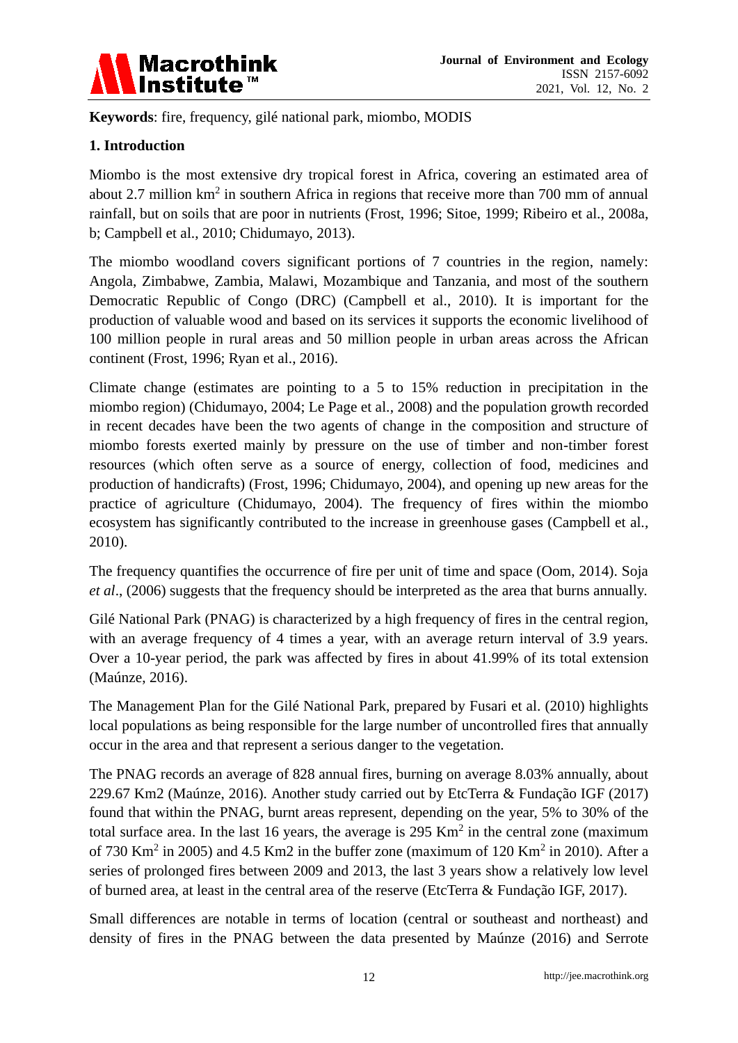**Keywords**: fire, frequency, gilé national park, miombo, MODIS

## 1. Introduction

Miombo is the most extensive dry tropical forest in Africa, covering an estimated area of about 2.7 million km$^2$ in southern Africa in regions that receive more than 700 mm of annual rainfall, but on soils that are poor in nutrients (Frost, 1996; Sitoe, 1999; Ribeiro et al., 2008a, b; Campbell et al., 2010; Chidumayo, 2013).

The miombo woodland covers significant portions of 7 countries in the region, namely: Angola, Zimbabwe, Zambia, Malawi, Mozambique and Tanzania, and most of the southern Democratic Republic of Congo (DRC) (Campbell et al., 2010). It is important for the production of valuable wood and based on its services it supports the economic livelihood of 100 million people in rural areas and 50 million people in urban areas across the African continent (Frost, 1996; Ryan et al., 2016).

Climate change (estimates are pointing to a 5 to 15% reduction in precipitation in the miombo region) (Chidumayo, 2004; Le Page et al., 2008) and the population growth recorded in recent decades have been the two agents of change in the composition and structure of miombo forests exerted mainly by pressure on the use of timber and non-timber forest resources (which often serve as a source of energy, collection of food, medicines and production of handicrafts) (Frost, 1996; Chidumayo, 2004), and opening up new areas for the practice of agriculture (Chidumayo, 2004). The frequency of fires within the miombo ecosystem has significantly contributed to the increase in greenhouse gases (Campbell et al., 2010).

The frequency quantifies the occurrence of fire per unit of time and space (Oom, 2014). Soja *et al*., (2006) suggests that the frequency should be interpreted as the area that burns annually.

Gilé National Park (PNAG) is characterized by a high frequency of fires in the central region, with an average frequency of 4 times a year, with an average return interval of 3.9 years. Over a 10-year period, the park was affected by fires in about 41.99% of its total extension (Maúnze, 2016).

The Management Plan for the Gilé National Park, prepared by Fusari et al. (2010) highlights local populations as being responsible for the large number of uncontrolled fires that annually occur in the area and that represent a serious danger to the vegetation.

The PNAG records an average of 828 annual fires, burning on average 8.03% annually, about 229.67 Km2 (Maúnze, 2016). Another study carried out by EtcTerra & Fundação IGF (2017) found that within the PNAG, burnt areas represent, depending on the year, 5% to 30% of the total surface area. In the last 16 years, the average is 295 Km$^2$ in the central zone (maximum of 730 Km$^2$ in 2005) and 4.5 Km2 in the buffer zone (maximum of 120 Km$^2$ in 2010). After a series of prolonged fires between 2009 and 2013, the last 3 years show a relatively low level of burned area, at least in the central area of the reserve (EtcTerra & Fundação IGF, 2017).

Small differences are notable in terms of location (central or southeast and northeast) and density of fires in the PNAG between the data presented by Maúnze (2016) and Serrote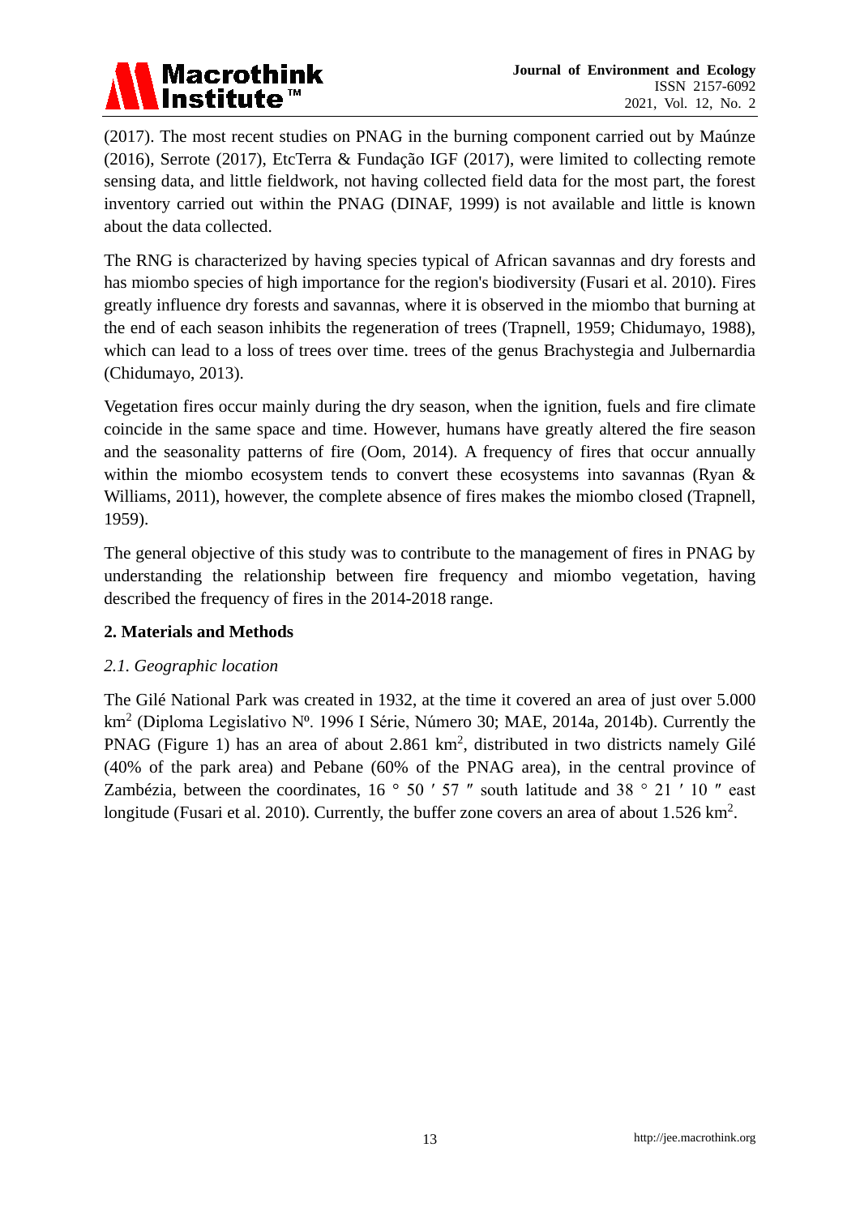(2017). The most recent studies on PNAG in the burning component carried out by Maúnze (2016), Serrote (2017), EtcTerra & Fundação IGF (2017), were limited to collecting remote sensing data, and little fieldwork, not having collected field data for the most part, the forest inventory carried out within the PNAG (DINAF, 1999) is not available and little is known about the data collected.

The RNG is characterized by having species typical of African savannas and dry forests and has miombo species of high importance for the region's biodiversity (Fusari et al. 2010). Fires greatly influence dry forests and savannas, where it is observed in the miombo that burning at the end of each season inhibits the regeneration of trees (Trapnell, 1959; Chidumayo, 1988), which can lead to a loss of trees over time. trees of the genus Brachystegia and Julbernardia (Chidumayo, 2013).

Vegetation fires occur mainly during the dry season, when the ignition, fuels and fire climate coincide in the same space and time. However, humans have greatly altered the fire season and the seasonality patterns of fire (Oom, 2014). A frequency of fires that occur annually within the miombo ecosystem tends to convert these ecosystems into savannas (Ryan & Williams, 2011), however, the complete absence of fires makes the miombo closed (Trapnell, 1959).

The general objective of this study was to contribute to the management of fires in PNAG by understanding the relationship between fire frequency and miombo vegetation, having described the frequency of fires in the 2014-2018 range.

## 2. Materials and Methods

### *2.1. Geographic location*

The Gilé National Park was created in 1932, at the time it covered an area of just over 5.000 km$^2$ (Diploma Legislativo Nº. 1996 I Série, Número 30; MAE, 2014a, 2014b). Currently the PNAG (Figure 1) has an area of about 2.861 km$^2$, distributed in two districts namely Gilé (40% of the park area) and Pebane (60% of the PNAG area), in the central province of Zambézia, between the coordinates, 16 ° 50 ′ 57 ″ south latitude and 38 ° 21 ′ 10 ″ east longitude (Fusari et al. 2010). Currently, the buffer zone covers an area of about 1.526 km$^2$.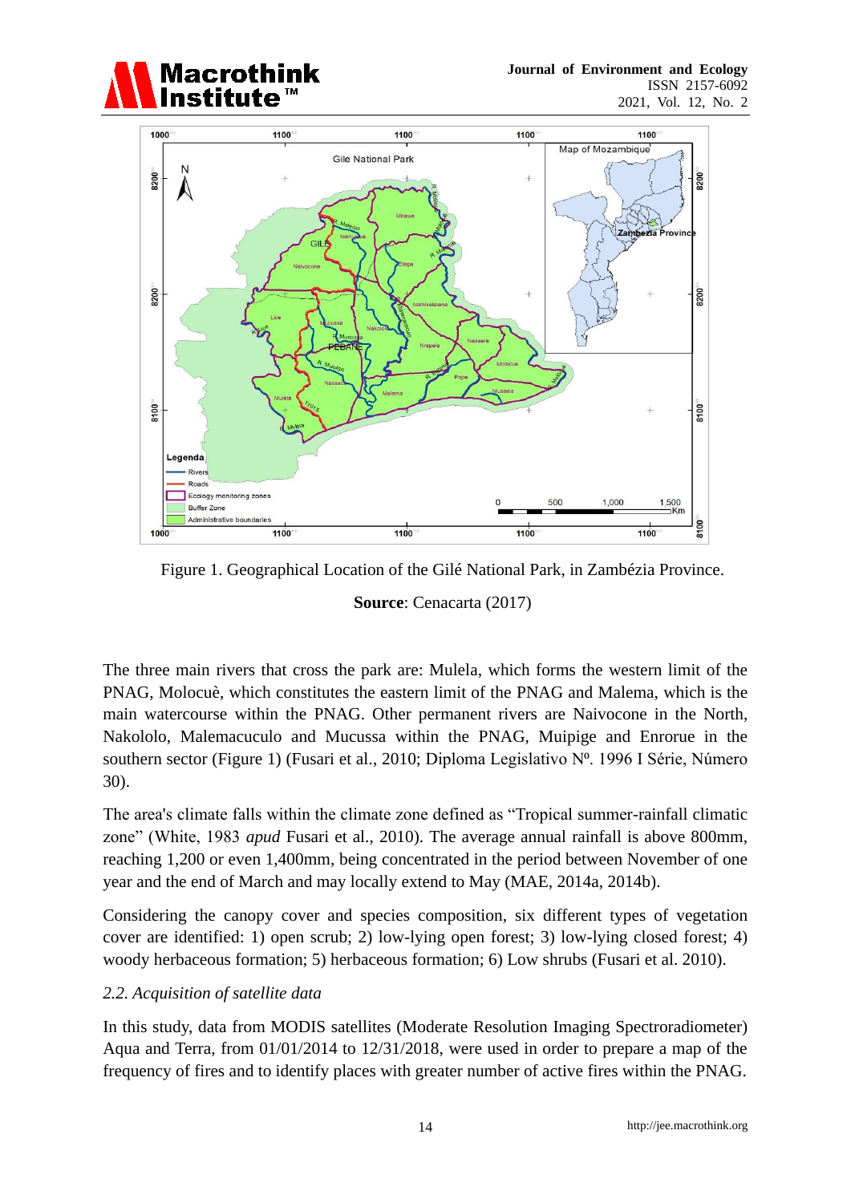Figure 1. Geographical Location of the Gilé National Park, in Zambézia Province.

**Source**: Cenacarta (2017)

The three main rivers that cross the park are: Mulela, which forms the western limit of the PNAG, Molocuè, which constitutes the eastern limit of the PNAG and Malema, which is the main watercourse within the PNAG. Other permanent rivers are Naivocone in the North, Nakololo, Malemacuculo and Mucussa within the PNAG, Muipige and Enrorue in the southern sector (Figure 1) (Fusari et al., 2010; Diploma Legislativo Nº. 1996 I Série, Número 30).

The area's climate falls within the climate zone defined as "Tropical summer-rainfall climatic zone" (White, 1983 *apud* Fusari et al., 2010). The average annual rainfall is above 800mm, reaching 1,200 or even 1,400mm, being concentrated in the period between November of one year and the end of March and may locally extend to May (MAE, 2014a, 2014b).

Considering the canopy cover and species composition, six different types of vegetation cover are identified: 1) open scrub; 2) low-lying open forest; 3) low-lying closed forest; 4) woody herbaceous formation; 5) herbaceous formation; 6) Low shrubs (Fusari et al. 2010).

### *2.2. Acquisition of satellite data*

In this study, data from MODIS satellites (Moderate Resolution Imaging Spectroradiometer) Aqua and Terra, from 01/01/2014 to 12/31/2018, were used in order to prepare a map of the frequency of fires and to identify places with greater number of active fires within the PNAG.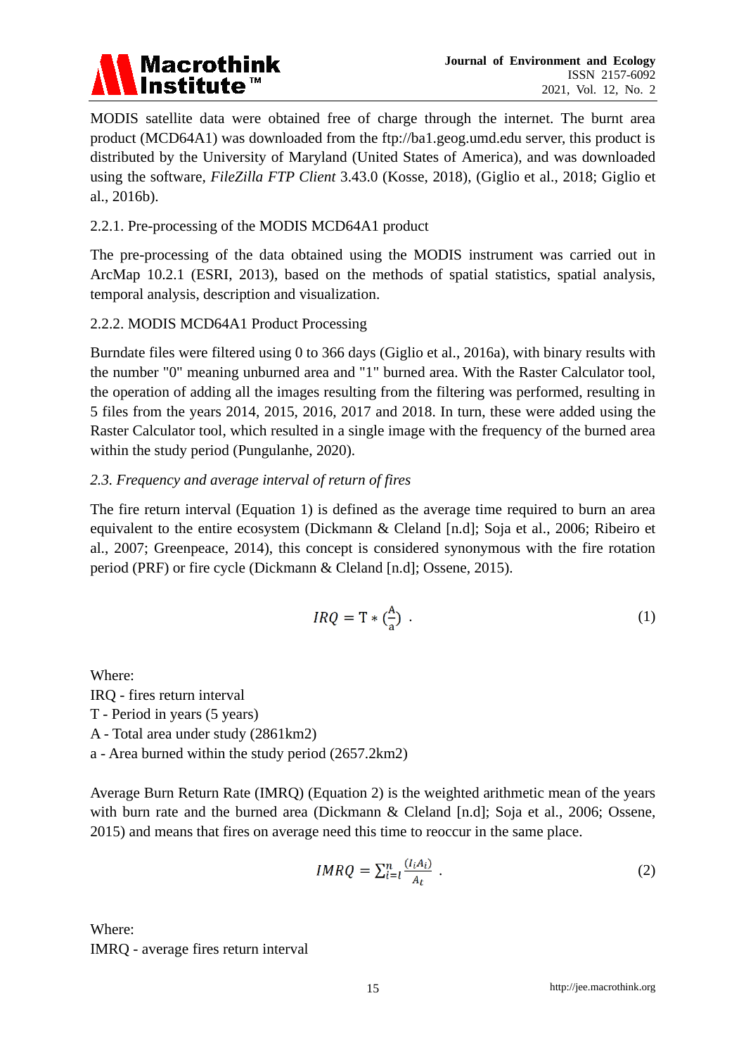MODIS satellite data were obtained free of charge through the internet. The burnt area product (MCD64A1) was downloaded from the ftp://ba1.geog.umd.edu server, this product is distributed by the University of Maryland (United States of America), and was downloaded using the software, *FileZilla FTP Client* 3.43.0 (Kosse, 2018), (Giglio et al., 2018; Giglio et al., 2016b).

2.2.1. Pre-processing of the MODIS MCD64A1 product

The pre-processing of the data obtained using the MODIS instrument was carried out in ArcMap 10.2.1 (ESRI, 2013), based on the methods of spatial statistics, spatial analysis, temporal analysis, description and visualization.

2.2.2. MODIS MCD64A1 Product Processing

Burndate files were filtered using 0 to 366 days (Giglio et al., 2016a), with binary results with the number "0" meaning unburned area and "1" burned area. With the Raster Calculator tool, the operation of adding all the images resulting from the filtering was performed, resulting in 5 files from the years 2014, 2015, 2016, 2017 and 2018. In turn, these were added using the Raster Calculator tool, which resulted in a single image with the frequency of the burned area within the study period (Pungulanhe, 2020).

### *2.3. Frequency and average interval of return of fires*

The fire return interval (Equation 1) is defined as the average time required to burn an area equivalent to the entire ecosystem (Dickmann & Cleland [n.d]; Soja et al., 2006; Ribeiro et al., 2007; Greenpeace, 2014), this concept is considered synonymous with the fire rotation period (PRF) or fire cycle (Dickmann & Cleland [n.d]; Ossene, 2015).

$$IRQ = \mathrm{T} * \left(\frac{\mathrm{A}}{\mathrm{a}}\right) \quad (1)$$

Where:

IRQ - fires return interval

T - Period in years (5 years)

A - Total area under study (2861km2)

a - Area burned within the study period (2657.2km2)

Average Burn Return Rate (IMRQ) (Equation 2) is the weighted arithmetic mean of the years with burn rate and the burned area (Dickmann & Cleland [n.d]; Soja et al., 2006; Ossene, 2015) and means that fires on average need this time to reoccur in the same place.

$$IMRQ = \sum_{i=l}^{n} \frac{(I_i A_i)}{A_t} \quad (2)$$

Where:

IMRQ - average fires return interval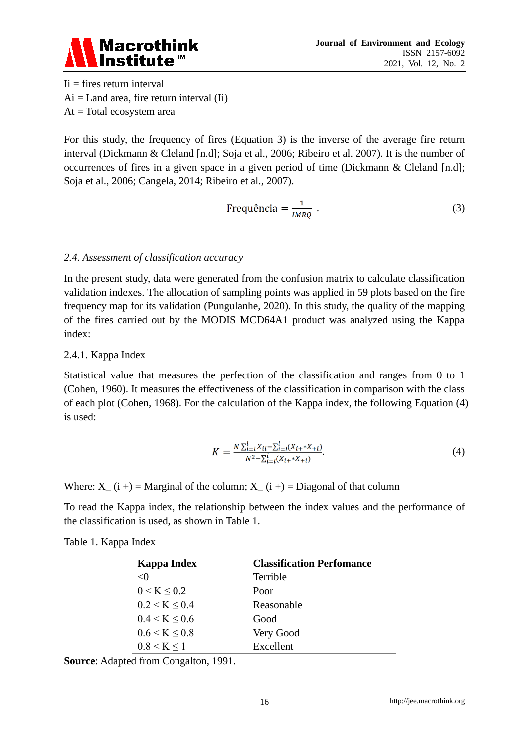Ii = fires return interval

Ai = Land area, fire return interval (Ii)

At = Total ecosystem area

For this study, the frequency of fires (Equation 3) is the inverse of the average fire return interval (Dickmann & Cleland [n.d]; Soja et al., 2006; Ribeiro et al. 2007). It is the number of occurrences of fires in a given space in a given period of time (Dickmann & Cleland [n.d]; Soja et al., 2006; Cangela, 2014; Ribeiro et al., 2007).

$$\text{Frequência} = \frac{1}{IMRQ} \; . \tag{3}$$

*2.4. Assessment of classification accuracy*

In the present study, data were generated from the confusion matrix to calculate classification validation indexes. The allocation of sampling points was applied in 59 plots based on the fire frequency map for its validation (Pungulanhe, 2020). In this study, the quality of the mapping of the fires carried out by the MODIS MCD64A1 product was analyzed using the Kappa index:

2.4.1. Kappa Index

Statistical value that measures the perfection of the classification and ranges from 0 to 1 (Cohen, 1960). It measures the effectiveness of the classification in comparison with the class of each plot (Cohen, 1968). For the calculation of the Kappa index, the following Equation (4) is used:

$$K = \frac{N\sum_{i=l}^{l} X_{ii} - \sum_{i=l}^{l}(X_{i+} * X_{+i})}{N^2 - \sum_{i=l}^{i}(X_{i+} * X_{+i})}. \tag{4}$$

Where: X_ (i +) = Marginal of the column; X_ (i +) = Diagonal of that column

To read the Kappa index, the relationship between the index values and the performance of the classification is used, as shown in Table 1.

Table 1. Kappa Index

| Kappa Index | Classification Perfomance |
|---|---|
| <0 | Terrible |
| $0 < K \leq 0.2$ | Poor |
| $0.2 < K \leq 0.4$ | Reasonable |
| $0.4 < K \leq 0.6$ | Good |
| $0.6 < K \leq 0.8$ | Very Good |
| $0.8 < K \leq 1$ | Excellent |

**Source**: Adapted from Congalton, 1991.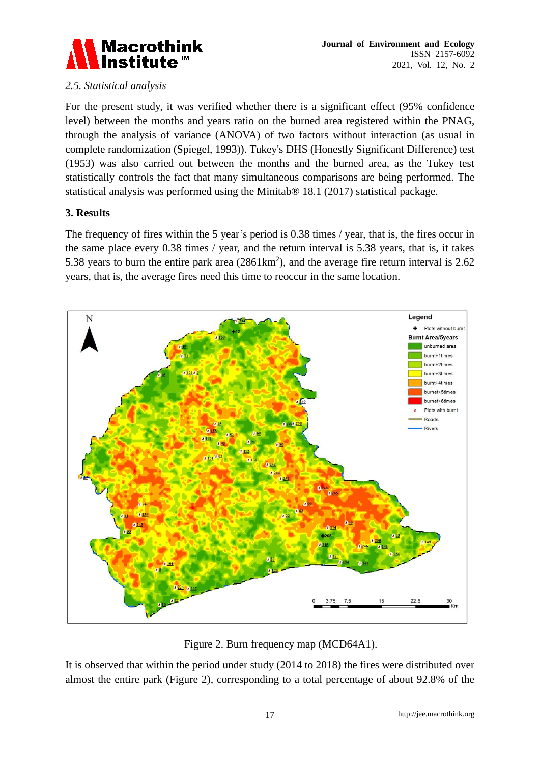*2.5. Statistical analysis*

For the present study, it was verified whether there is a significant effect (95% confidence level) between the months and years ratio on the burned area registered within the PNAG, through the analysis of variance (ANOVA) of two factors without interaction (as usual in complete randomization (Spiegel, 1993)). Tukey's DHS (Honestly Significant Difference) test (1953) was also carried out between the months and the burned area, as the Tukey test statistically controls the fact that many simultaneous comparisons are being performed. The statistical analysis was performed using the Minitab® 18.1 (2017) statistical package.

## 3. Results

The frequency of fires within the 5 year's period is 0.38 times / year, that is, the fires occur in the same place every 0.38 times / year, and the return interval is 5.38 years, that is, it takes 5.38 years to burn the entire park area (2861km$^2$), and the average fire return interval is 2.62 years, that is, the average fires need this time to reoccur in the same location.

Figure 2. Burn frequency map (MCD64A1).

It is observed that within the period under study (2014 to 2018) the fires were distributed over almost the entire park (Figure 2), corresponding to a total percentage of about 92.8% of the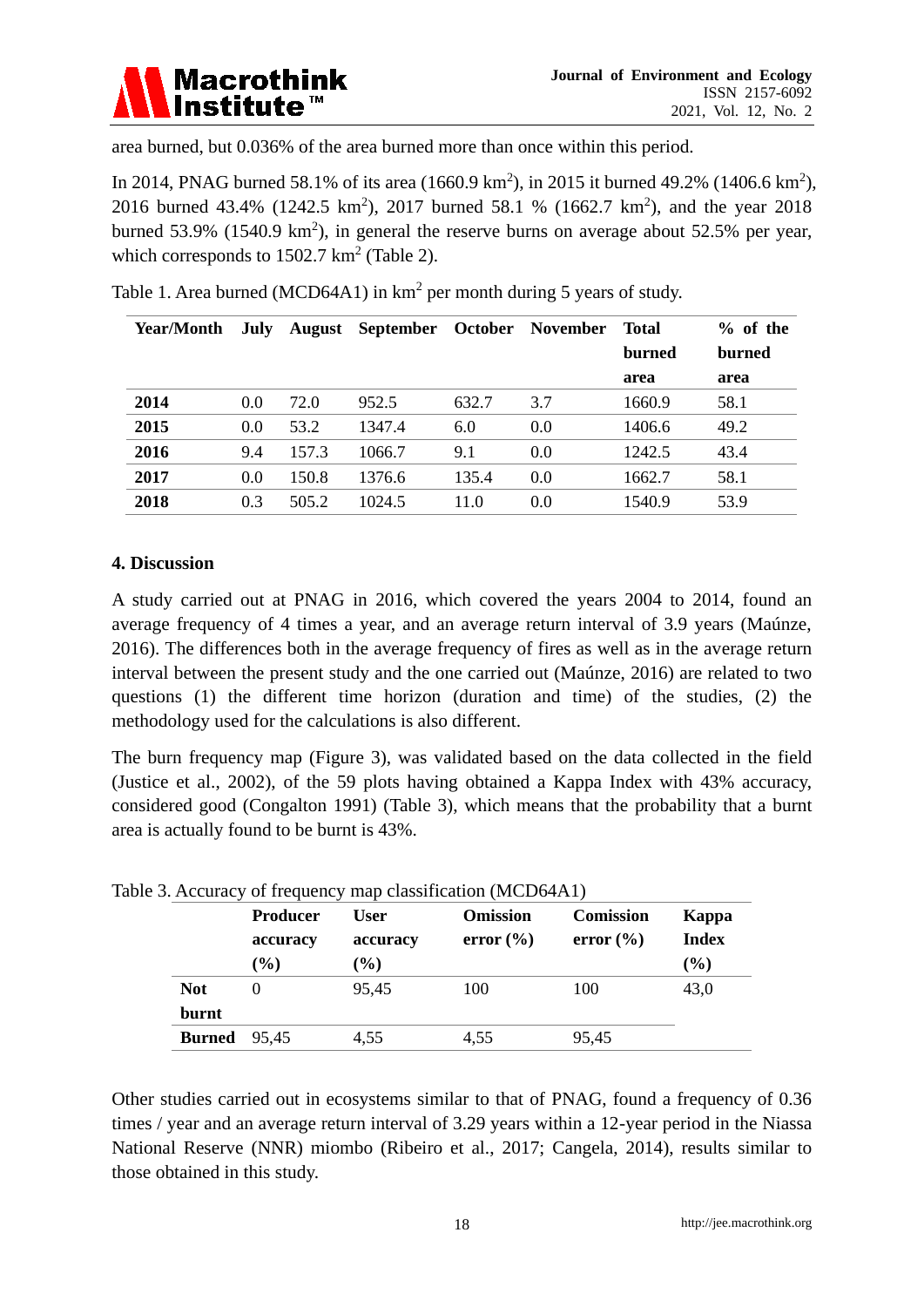area burned, but 0.036% of the area burned more than once within this period.

In 2014, PNAG burned 58.1% of its area (1660.9 km$^2$), in 2015 it burned 49.2% (1406.6 km$^2$), 2016 burned 43.4% (1242.5 km$^2$), 2017 burned 58.1 % (1662.7 km$^2$), and the year 2018 burned 53.9% (1540.9 km$^2$), in general the reserve burns on average about 52.5% per year, which corresponds to 1502.7 km$^2$ (Table 2).

Table 1. Area burned (MCD64A1) in km$^2$ per month during 5 years of study.

| Year/Month | July | August | September | October | November | Total burned area | % of the burned area |
|---|---|---|---|---|---|---|---|
| **2014** | 0.0 | 72.0 | 952.5 | 632.7 | 3.7 | 1660.9 | 58.1 |
| **2015** | 0.0 | 53.2 | 1347.4 | 6.0 | 0.0 | 1406.6 | 49.2 |
| **2016** | 9.4 | 157.3 | 1066.7 | 9.1 | 0.0 | 1242.5 | 43.4 |
| **2017** | 0.0 | 150.8 | 1376.6 | 135.4 | 0.0 | 1662.7 | 58.1 |
| **2018** | 0.3 | 505.2 | 1024.5 | 11.0 | 0.0 | 1540.9 | 53.9 |

## 4. Discussion

A study carried out at PNAG in 2016, which covered the years 2004 to 2014, found an average frequency of 4 times a year, and an average return interval of 3.9 years (Maúnze, 2016). The differences both in the average frequency of fires as well as in the average return interval between the present study and the one carried out (Maúnze, 2016) are related to two questions (1) the different time horizon (duration and time) of the studies, (2) the methodology used for the calculations is also different.

The burn frequency map (Figure 3), was validated based on the data collected in the field (Justice et al., 2002), of the 59 plots having obtained a Kappa Index with 43% accuracy, considered good (Congalton 1991) (Table 3), which means that the probability that a burnt area is actually found to be burnt is 43%.

Table 3. Accuracy of frequency map classification (MCD64A1)

| | Producer accuracy (%) | User accuracy (%) | Omission error (%) | Comission error (%) | Kappa Index (%) |
|---|---|---|---|---|---|
| **Not burnt** | 0 | 95,45 | 100 | 100 | 43,0 |
| **Burned** | 95,45 | 4,55 | 4,55 | 95,45 | |

Other studies carried out in ecosystems similar to that of PNAG, found a frequency of 0.36 times / year and an average return interval of 3.29 years within a 12-year period in the Niassa National Reserve (NNR) miombo (Ribeiro et al., 2017; Cangela, 2014), results similar to those obtained in this study.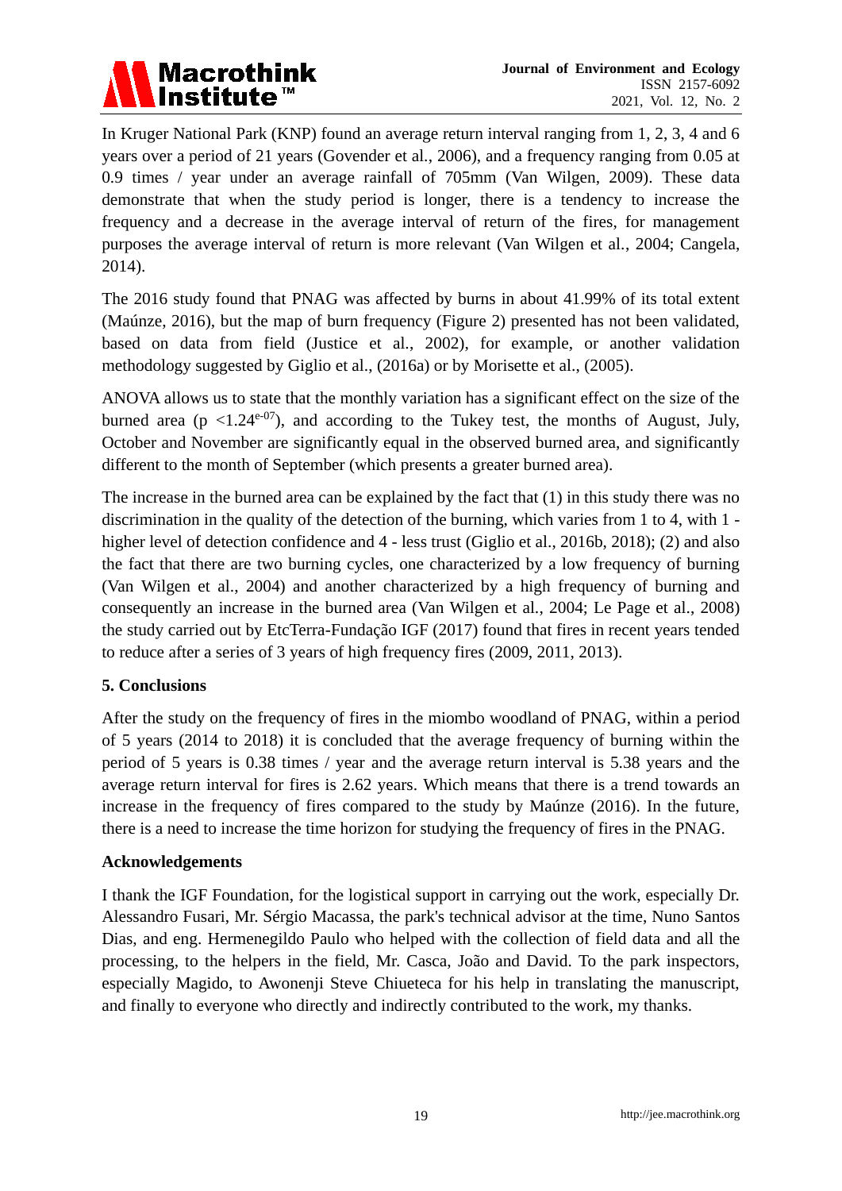In Kruger National Park (KNP) found an average return interval ranging from 1, 2, 3, 4 and 6 years over a period of 21 years (Govender et al., 2006), and a frequency ranging from 0.05 at 0.9 times / year under an average rainfall of 705mm (Van Wilgen, 2009). These data demonstrate that when the study period is longer, there is a tendency to increase the frequency and a decrease in the average interval of return of the fires, for management purposes the average interval of return is more relevant (Van Wilgen et al., 2004; Cangela, 2014).

The 2016 study found that PNAG was affected by burns in about 41.99% of its total extent (Maúnze, 2016), but the map of burn frequency (Figure 2) presented has not been validated, based on data from field (Justice et al., 2002), for example, or another validation methodology suggested by Giglio et al., (2016a) or by Morisette et al., (2005).

ANOVA allows us to state that the monthly variation has a significant effect on the size of the burned area ($p < 1.24^{e-07}$), and according to the Tukey test, the months of August, July, October and November are significantly equal in the observed burned area, and significantly different to the month of September (which presents a greater burned area).

The increase in the burned area can be explained by the fact that (1) in this study there was no discrimination in the quality of the detection of the burning, which varies from 1 to 4, with 1 - higher level of detection confidence and 4 - less trust (Giglio et al., 2016b, 2018); (2) and also the fact that there are two burning cycles, one characterized by a low frequency of burning (Van Wilgen et al., 2004) and another characterized by a high frequency of burning and consequently an increase in the burned area (Van Wilgen et al., 2004; Le Page et al., 2008) the study carried out by EtcTerra-Fundação IGF (2017) found that fires in recent years tended to reduce after a series of 3 years of high frequency fires (2009, 2011, 2013).

## 5. Conclusions

After the study on the frequency of fires in the miombo woodland of PNAG, within a period of 5 years (2014 to 2018) it is concluded that the average frequency of burning within the period of 5 years is 0.38 times / year and the average return interval is 5.38 years and the average return interval for fires is 2.62 years. Which means that there is a trend towards an increase in the frequency of fires compared to the study by Maúnze (2016). In the future, there is a need to increase the time horizon for studying the frequency of fires in the PNAG.

## Acknowledgements

I thank the IGF Foundation, for the logistical support in carrying out the work, especially Dr. Alessandro Fusari, Mr. Sérgio Macassa, the park's technical advisor at the time, Nuno Santos Dias, and eng. Hermenegildo Paulo who helped with the collection of field data and all the processing, to the helpers in the field, Mr. Casca, João and David. To the park inspectors, especially Magido, to Awonenji Steve Chiueteca for his help in translating the manuscript, and finally to everyone who directly and indirectly contributed to the work, my thanks.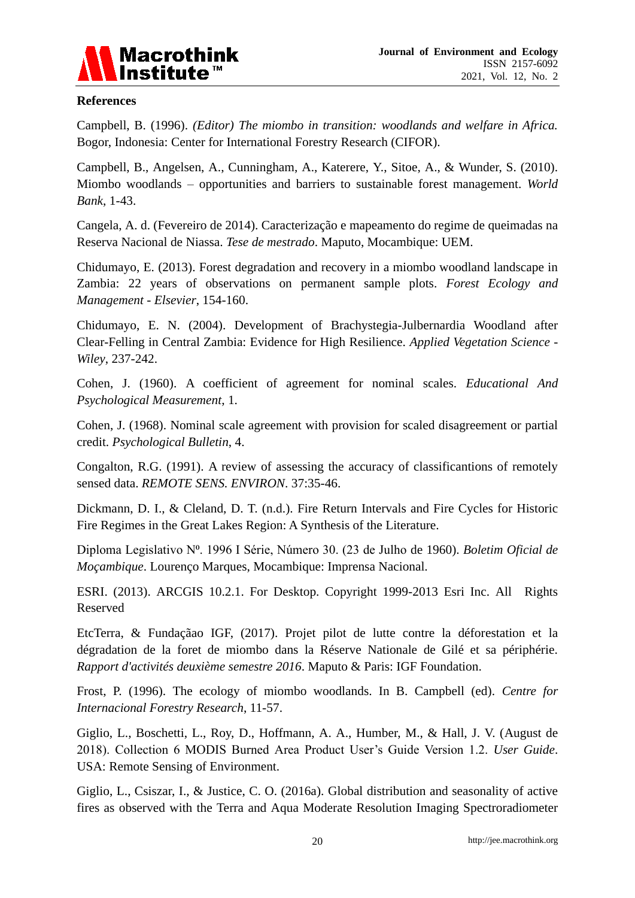## References

Campbell, B. (1996). *(Editor) The miombo in transition: woodlands and welfare in Africa.* Bogor, Indonesia: Center for International Forestry Research (CIFOR).

Campbell, B., Angelsen, A., Cunningham, A., Katerere, Y., Sitoe, A., & Wunder, S. (2010). Miombo woodlands – opportunities and barriers to sustainable forest management. *World Bank*, 1-43.

Cangela, A. d. (Fevereiro de 2014). Caracterização e mapeamento do regime de queimadas na Reserva Nacional de Niassa. *Tese de mestrado*. Maputo, Mocambique: UEM.

Chidumayo, E. (2013). Forest degradation and recovery in a miombo woodland landscape in Zambia: 22 years of observations on permanent sample plots. *Forest Ecology and Management - Elsevier*, 154-160.

Chidumayo, E. N. (2004). Development of Brachystegia-Julbernardia Woodland after Clear-Felling in Central Zambia: Evidence for High Resilience. *Applied Vegetation Science - Wiley*, 237-242.

Cohen, J. (1960). A coefficient of agreement for nominal scales. *Educational And Psychological Measurement*, 1.

Cohen, J. (1968). Nominal scale agreement with provision for scaled disagreement or partial credit. *Psychological Bulletin*, 4.

Congalton, R.G. (1991). A review of assessing the accuracy of classificantions of remotely sensed data. *REMOTE SENS. ENVIRON*. 37:35-46.

Dickmann, D. I., & Cleland, D. T. (n.d.). Fire Return Intervals and Fire Cycles for Historic Fire Regimes in the Great Lakes Region: A Synthesis of the Literature.

Diploma Legislativo Nº. 1996 I Série, Número 30. (23 de Julho de 1960). *Boletim Oficial de Moçambique*. Lourenço Marques, Mocambique: Imprensa Nacional.

ESRI. (2013). ARCGIS 10.2.1. For Desktop. Copyright 1999-2013 Esri Inc. All Rights Reserved

EtcTerra, & Fundaçãao IGF, (2017). Projet pilot de lutte contre la déforestation et la dégradation de la foret de miombo dans la Réserve Nationale de Gilé et sa périphérie. *Rapport d'activités deuxième semestre 2016*. Maputo & Paris: IGF Foundation.

Frost, P. (1996). The ecology of miombo woodlands. In B. Campbell (ed). *Centre for Internacional Forestry Research*, 11-57.

Giglio, L., Boschetti, L., Roy, D., Hoffmann, A. A., Humber, M., & Hall, J. V. (August de 2018). Collection 6 MODIS Burned Area Product User's Guide Version 1.2. *User Guide*. USA: Remote Sensing of Environment.

Giglio, L., Csiszar, I., & Justice, C. O. (2016a). Global distribution and seasonality of active fires as observed with the Terra and Aqua Moderate Resolution Imaging Spectroradiometer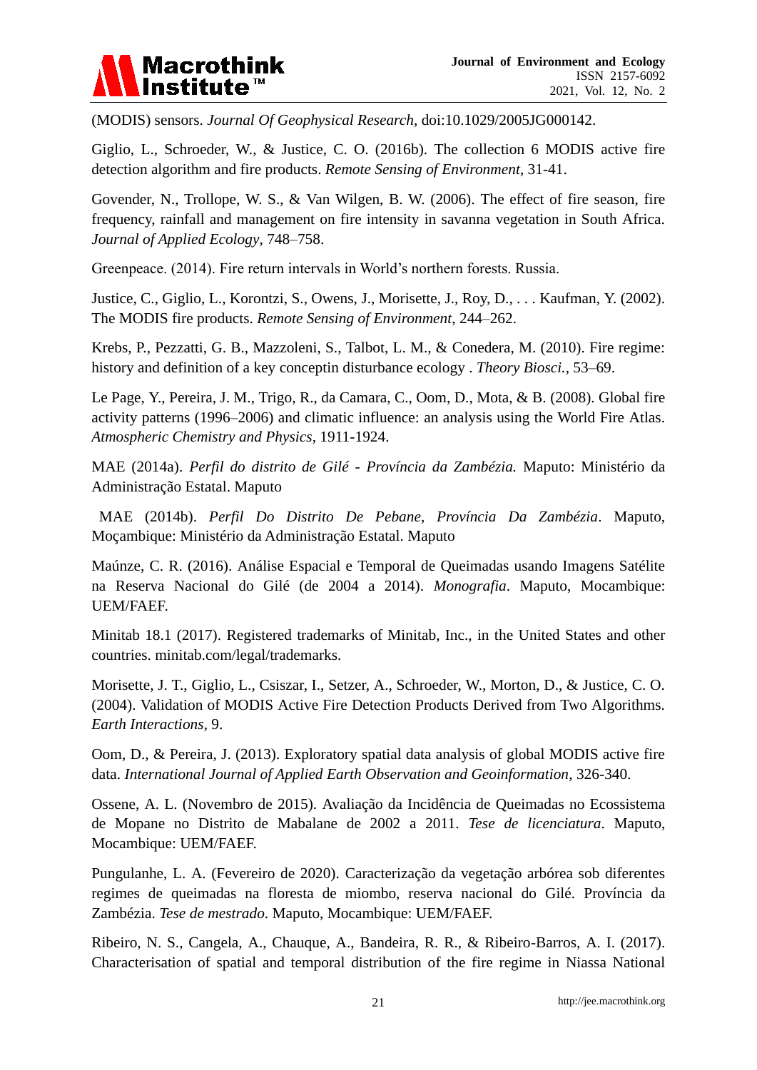(MODIS) sensors. *Journal Of Geophysical Research*, doi:10.1029/2005JG000142.

Giglio, L., Schroeder, W., & Justice, C. O. (2016b). The collection 6 MODIS active fire detection algorithm and fire products. *Remote Sensing of Environment*, 31-41.

Govender, N., Trollope, W. S., & Van Wilgen, B. W. (2006). The effect of fire season, fire frequency, rainfall and management on fire intensity in savanna vegetation in South Africa. *Journal of Applied Ecology*, 748–758.

Greenpeace. (2014). Fire return intervals in World's northern forests. Russia.

Justice, C., Giglio, L., Korontzi, S., Owens, J., Morisette, J., Roy, D., . . . Kaufman, Y. (2002). The MODIS fire products. *Remote Sensing of Environment*, 244–262.

Krebs, P., Pezzatti, G. B., Mazzoleni, S., Talbot, L. M., & Conedera, M. (2010). Fire regime: history and definition of a key conceptin disturbance ecology . *Theory Biosci.*, 53–69.

Le Page, Y., Pereira, J. M., Trigo, R., da Camara, C., Oom, D., Mota, & B. (2008). Global fire activity patterns (1996–2006) and climatic influence: an analysis using the World Fire Atlas. *Atmospheric Chemistry and Physics*, 1911-1924.

MAE (2014a). *Perfil do distrito de Gilé - Província da Zambézia.* Maputo: Ministério da Administração Estatal. Maputo

MAE (2014b). *Perfil Do Distrito De Pebane, Província Da Zambézia*. Maputo, Moçambique: Ministério da Administração Estatal. Maputo

Maúnze, C. R. (2016). Análise Espacial e Temporal de Queimadas usando Imagens Satélite na Reserva Nacional do Gilé (de 2004 a 2014). *Monografia*. Maputo, Mocambique: UEM/FAEF.

Minitab 18.1 (2017). Registered trademarks of Minitab, Inc., in the United States and other countries. minitab.com/legal/trademarks.

Morisette, J. T., Giglio, L., Csiszar, I., Setzer, A., Schroeder, W., Morton, D., & Justice, C. O. (2004). Validation of MODIS Active Fire Detection Products Derived from Two Algorithms. *Earth Interactions*, 9.

Oom, D., & Pereira, J. (2013). Exploratory spatial data analysis of global MODIS active fire data. *International Journal of Applied Earth Observation and Geoinformation*, 326-340.

Ossene, A. L. (Novembro de 2015). Avaliação da Incidência de Queimadas no Ecossistema de Mopane no Distrito de Mabalane de 2002 a 2011. *Tese de licenciatura*. Maputo, Mocambique: UEM/FAEF.

Pungulanhe, L. A. (Fevereiro de 2020). Caracterização da vegetação arbórea sob diferentes regimes de queimadas na floresta de miombo, reserva nacional do Gilé. Província da Zambézia. *Tese de mestrado*. Maputo, Mocambique: UEM/FAEF.

Ribeiro, N. S., Cangela, A., Chauque, A., Bandeira, R. R., & Ribeiro-Barros, A. I. (2017). Characterisation of spatial and temporal distribution of the fire regime in Niassa National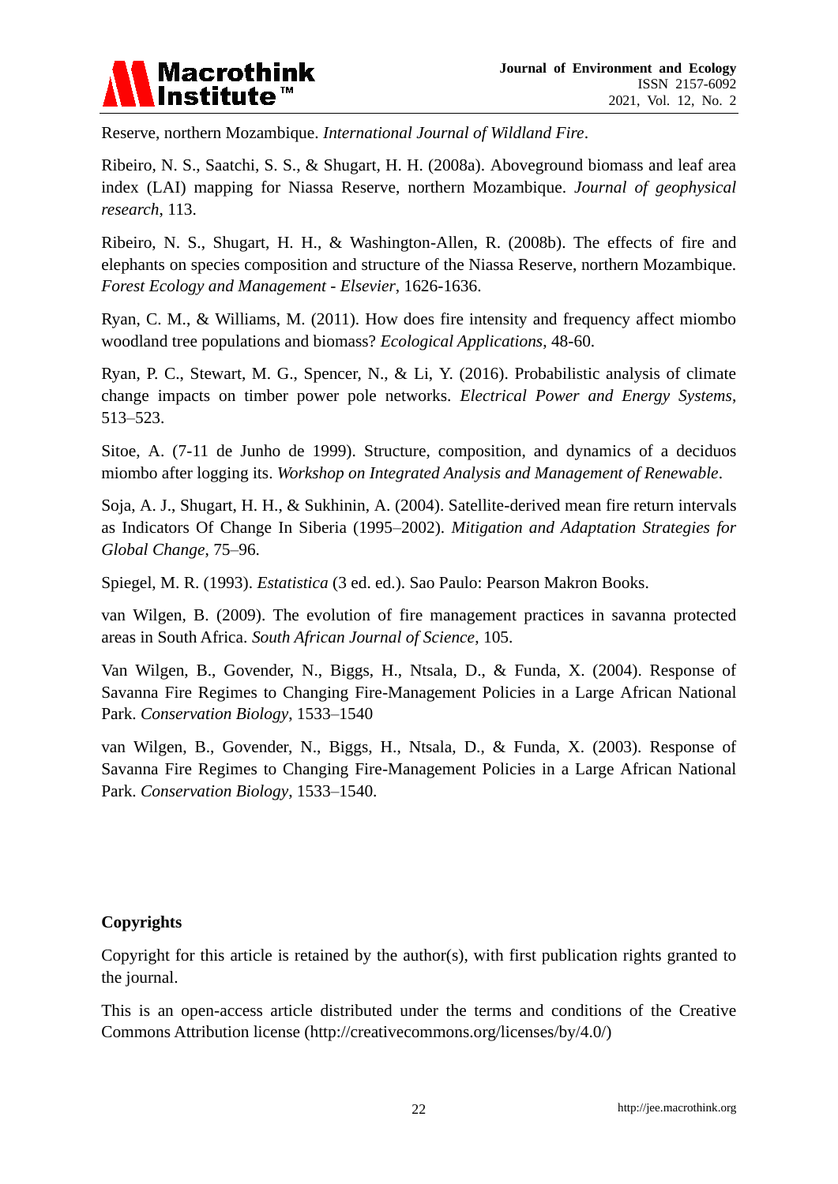Reserve, northern Mozambique. *International Journal of Wildland Fire*.

Ribeiro, N. S., Saatchi, S. S., & Shugart, H. H. (2008a). Aboveground biomass and leaf area index (LAI) mapping for Niassa Reserve, northern Mozambique. *Journal of geophysical research*, 113.

Ribeiro, N. S., Shugart, H. H., & Washington-Allen, R. (2008b). The effects of fire and elephants on species composition and structure of the Niassa Reserve, northern Mozambique. *Forest Ecology and Management - Elsevier*, 1626-1636.

Ryan, C. M., & Williams, M. (2011). How does fire intensity and frequency affect miombo woodland tree populations and biomass? *Ecological Applications*, 48-60.

Ryan, P. C., Stewart, M. G., Spencer, N., & Li, Y. (2016). Probabilistic analysis of climate change impacts on timber power pole networks. *Electrical Power and Energy Systems*, 513–523.

Sitoe, A. (7-11 de Junho de 1999). Structure, composition, and dynamics of a deciduos miombo after logging its. *Workshop on Integrated Analysis and Management of Renewable*.

Soja, A. J., Shugart, H. H., & Sukhinin, A. (2004). Satellite-derived mean fire return intervals as Indicators Of Change In Siberia (1995–2002). *Mitigation and Adaptation Strategies for Global Change*, 75–96.

Spiegel, M. R. (1993). *Estatistica* (3 ed. ed.). Sao Paulo: Pearson Makron Books.

van Wilgen, B. (2009). The evolution of fire management practices in savanna protected areas in South Africa. *South African Journal of Science*, 105.

Van Wilgen, B., Govender, N., Biggs, H., Ntsala, D., & Funda, X. (2004). Response of Savanna Fire Regimes to Changing Fire-Management Policies in a Large African National Park. *Conservation Biology*, 1533–1540

van Wilgen, B., Govender, N., Biggs, H., Ntsala, D., & Funda, X. (2003). Response of Savanna Fire Regimes to Changing Fire-Management Policies in a Large African National Park. *Conservation Biology*, 1533–1540.

## Copyrights

Copyright for this article is retained by the author(s), with first publication rights granted to the journal.

This is an open-access article distributed under the terms and conditions of the Creative Commons Attribution license (http://creativecommons.org/licenses/by/4.0/)